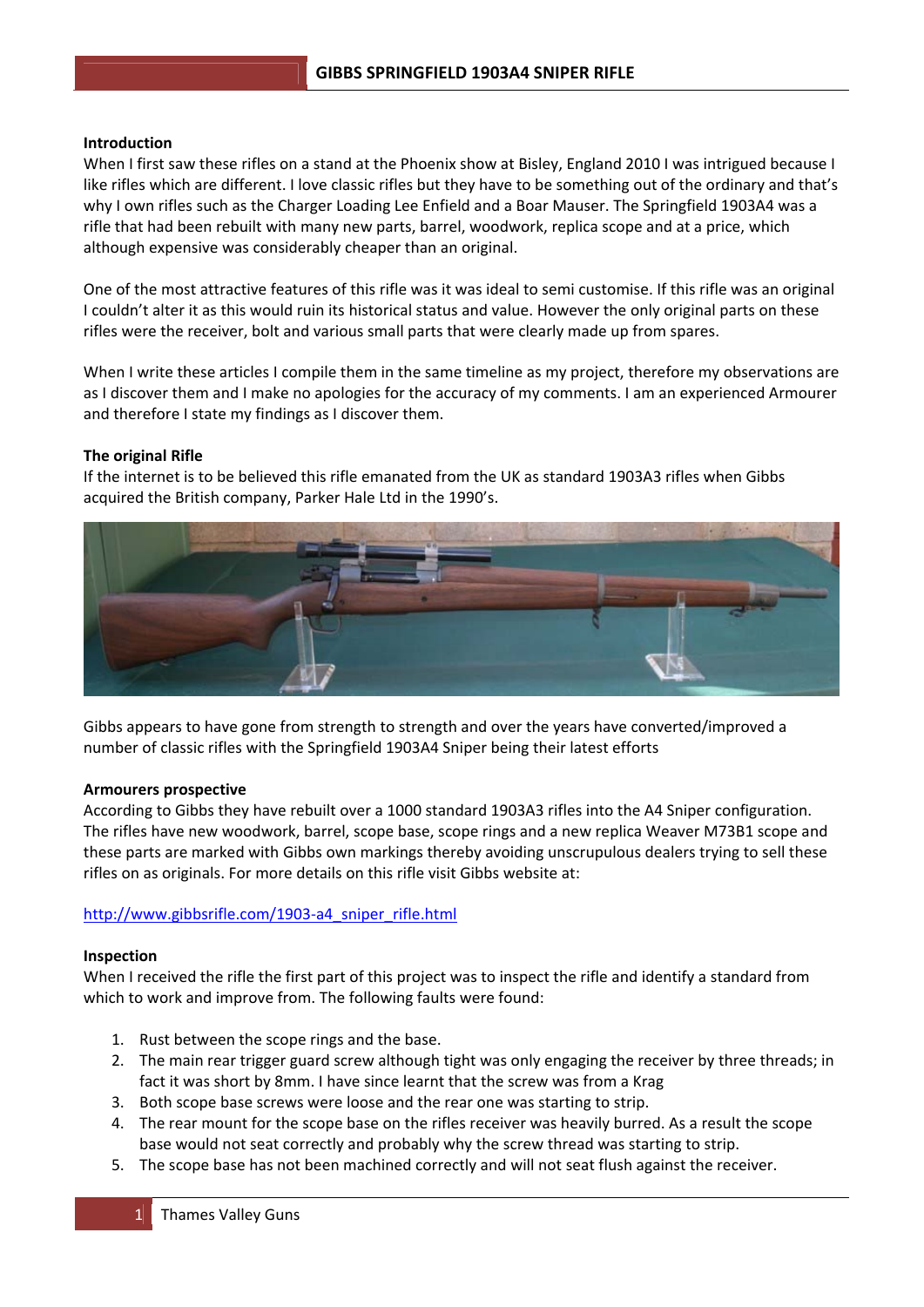# GIBBS SPRINGFIELD 1903A4 SNIPER RIFLE

**Introduction**

When I first saw these rifles on a stand at the Phoenix show at Bisley, England 2010 I was intrigued because I like rifles which are different. I love classic rifles but they have to be something out of the ordinary and that's why I own rifles such as the Charger Loading Lee Enfield and a Boar Mauser. The Springfield 1903A4 was a rifle that had been rebuilt with many new parts, barrel, woodwork, replica scope and at a price, which although expensive was considerably cheaper than an original.

One of the most attractive features of this rifle was it was ideal to semi customise. If this rifle was an original I couldn't alter it as this would ruin its historical status and value. However the only original parts on these rifles were the receiver, bolt and various small parts that were clearly made up from spares.

When I write these articles I compile them in the same timeline as my project, therefore my observations are as I discover them and I make no apologies for the accuracy of my comments. I am an experienced Armourer and therefore I state my findings as I discover them.

**The original Rifle**

If the internet is to be believed this rifle emanated from the UK as standard 1903A3 rifles when Gibbs acquired the British company, Parker Hale Ltd in the 1990's.

Gibbs appears to have gone from strength to strength and over the years have converted/improved a number of classic rifles with the Springfield 1903A4 Sniper being their latest efforts

**Armourers prospective**

According to Gibbs they have rebuilt over a 1000 standard 1903A3 rifles into the A4 Sniper configuration. The rifles have new woodwork, barrel, scope base, scope rings and a new replica Weaver M73B1 scope and these parts are marked with Gibbs own markings thereby avoiding unscrupulous dealers trying to sell these rifles on as originals. For more details on this rifle visit Gibbs website at:

[http://www.gibbsrifle.com/1903-a4_sniper_rifle.html](http://www.gibbsrifle.com/1903-a4_sniper_rifle.html)

**Inspection**

When I received the rifle the first part of this project was to inspect the rifle and identify a standard from which to work and improve from. The following faults were found:

1. Rust between the scope rings and the base.
2. The main rear trigger guard screw although tight was only engaging the receiver by three threads; in fact it was short by 8mm. I have since learnt that the screw was from a Krag
3. Both scope base screws were loose and the rear one was starting to strip.
4. The rear mount for the scope base on the rifles receiver was heavily burred. As a result the scope base would not seat correctly and probably why the screw thread was starting to strip.
5. The scope base has not been machined correctly and will not seat flush against the receiver.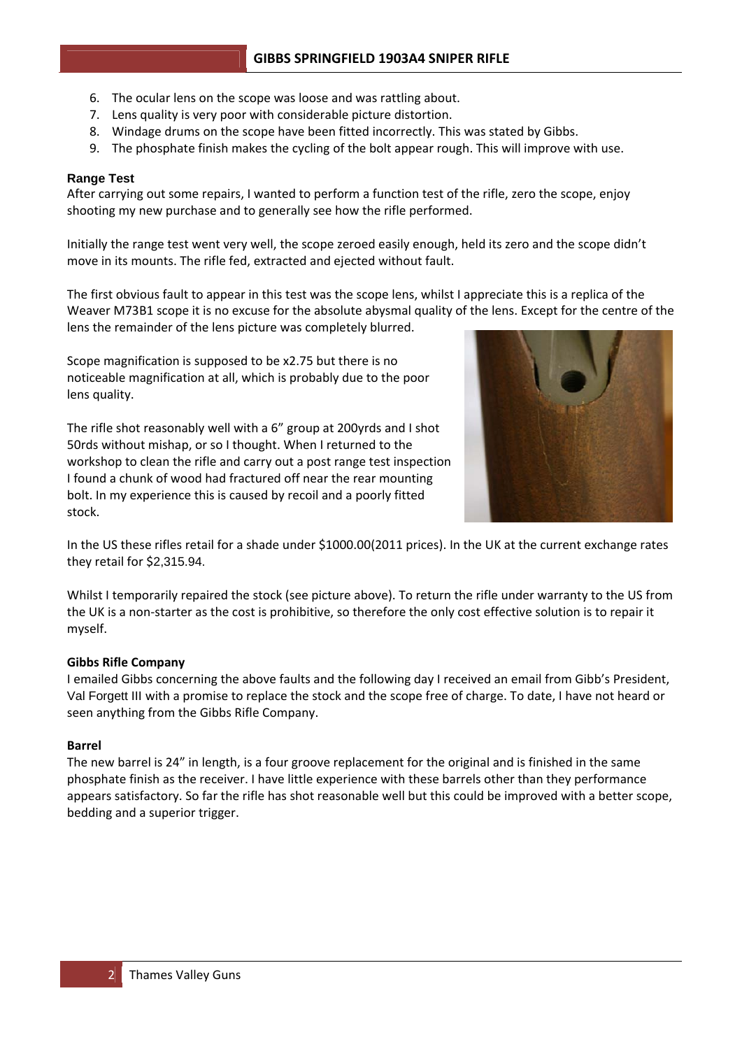6. The ocular lens on the scope was loose and was rattling about.
7. Lens quality is very poor with considerable picture distortion.
8. Windage drums on the scope have been fitted incorrectly. This was stated by Gibbs.
9. The phosphate finish makes the cycling of the bolt appear rough. This will improve with use.

**Range Test**

After carrying out some repairs, I wanted to perform a function test of the rifle, zero the scope, enjoy shooting my new purchase and to generally see how the rifle performed.

Initially the range test went very well, the scope zeroed easily enough, held its zero and the scope didn't move in its mounts. The rifle fed, extracted and ejected without fault.

The first obvious fault to appear in this test was the scope lens, whilst I appreciate this is a replica of the Weaver M73B1 scope it is no excuse for the absolute abysmal quality of the lens. Except for the centre of the lens the remainder of the lens picture was completely blurred.

Scope magnification is supposed to be x2.75 but there is no noticeable magnification at all, which is probably due to the poor lens quality.

The rifle shot reasonably well with a 6" group at 200yrds and I shot 50rds without mishap, or so I thought. When I returned to the workshop to clean the rifle and carry out a post range test inspection I found a chunk of wood had fractured off near the rear mounting bolt. In my experience this is caused by recoil and a poorly fitted stock.

In the US these rifles retail for a shade under $1000.00(2011 prices). In the UK at the current exchange rates they retail for $2,315.94.

Whilst I temporarily repaired the stock (see picture above). To return the rifle under warranty to the US from the UK is a non-starter as the cost is prohibitive, so therefore the only cost effective solution is to repair it myself.

**Gibbs Rifle Company**

I emailed Gibbs concerning the above faults and the following day I received an email from Gibb's President, Val Forgett III with a promise to replace the stock and the scope free of charge. To date, I have not heard or seen anything from the Gibbs Rifle Company.

**Barrel**

The new barrel is 24" in length, is a four groove replacement for the original and is finished in the same phosphate finish as the receiver. I have little experience with these barrels other than they performance appears satisfactory. So far the rifle has shot reasonable well but this could be improved with a better scope, bedding and a superior trigger.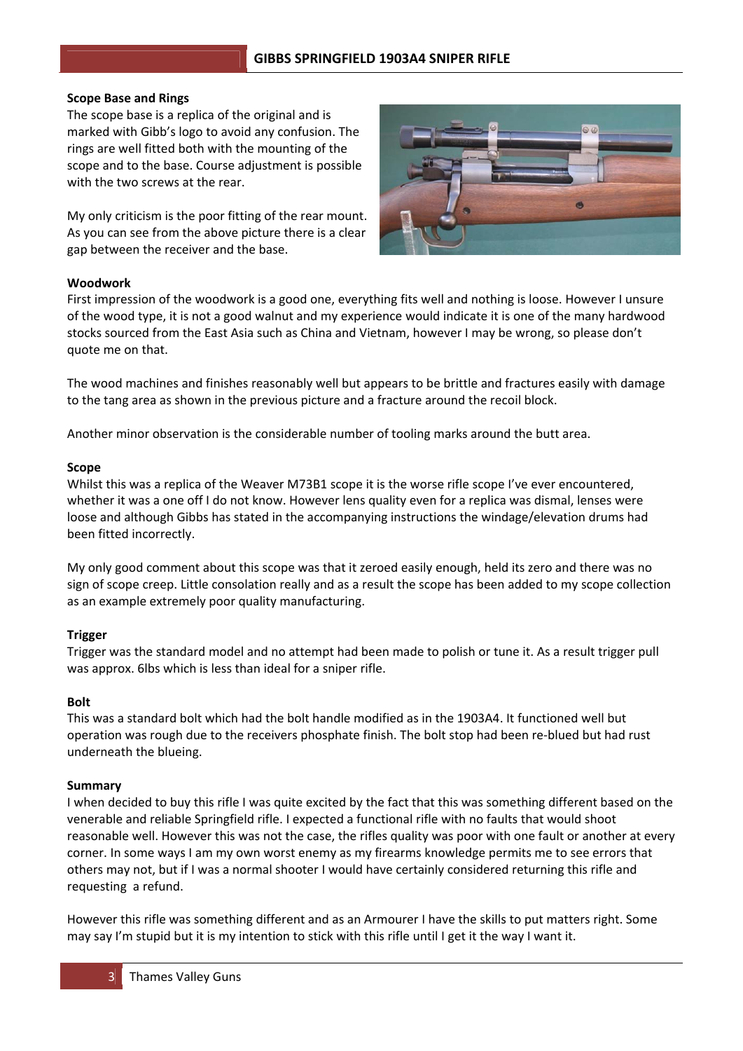#### Scope Base and Rings

The scope base is a replica of the original and is marked with Gibb's logo to avoid any confusion. The rings are well fitted both with the mounting of the scope and to the base. Course adjustment is possible with the two screws at the rear.

My only criticism is the poor fitting of the rear mount. As you can see from the above picture there is a clear gap between the receiver and the base.

#### Woodwork

First impression of the woodwork is a good one, everything fits well and nothing is loose. However I unsure of the wood type, it is not a good walnut and my experience would indicate it is one of the many hardwood stocks sourced from the East Asia such as China and Vietnam, however I may be wrong, so please don't quote me on that.

The wood machines and finishes reasonably well but appears to be brittle and fractures easily with damage to the tang area as shown in the previous picture and a fracture around the recoil block.

Another minor observation is the considerable number of tooling marks around the butt area.

#### Scope

Whilst this was a replica of the Weaver M73B1 scope it is the worse rifle scope I've ever encountered, whether it was a one off I do not know. However lens quality even for a replica was dismal, lenses were loose and although Gibbs has stated in the accompanying instructions the windage/elevation drums had been fitted incorrectly.

My only good comment about this scope was that it zeroed easily enough, held its zero and there was no sign of scope creep. Little consolation really and as a result the scope has been added to my scope collection as an example extremely poor quality manufacturing.

#### Trigger

Trigger was the standard model and no attempt had been made to polish or tune it. As a result trigger pull was approx. 6lbs which is less than ideal for a sniper rifle.

#### Bolt

This was a standard bolt which had the bolt handle modified as in the 1903A4. It functioned well but operation was rough due to the receivers phosphate finish. The bolt stop had been re-blued but had rust underneath the blueing.

#### Summary

I when decided to buy this rifle I was quite excited by the fact that this was something different based on the venerable and reliable Springfield rifle. I expected a functional rifle with no faults that would shoot reasonable well. However this was not the case, the rifles quality was poor with one fault or another at every corner. In some ways I am my own worst enemy as my firearms knowledge permits me to see errors that others may not, but if I was a normal shooter I would have certainly considered returning this rifle and requesting a refund.

However this rifle was something different and as an Armourer I have the skills to put matters right. Some may say I'm stupid but it is my intention to stick with this rifle until I get it the way I want it.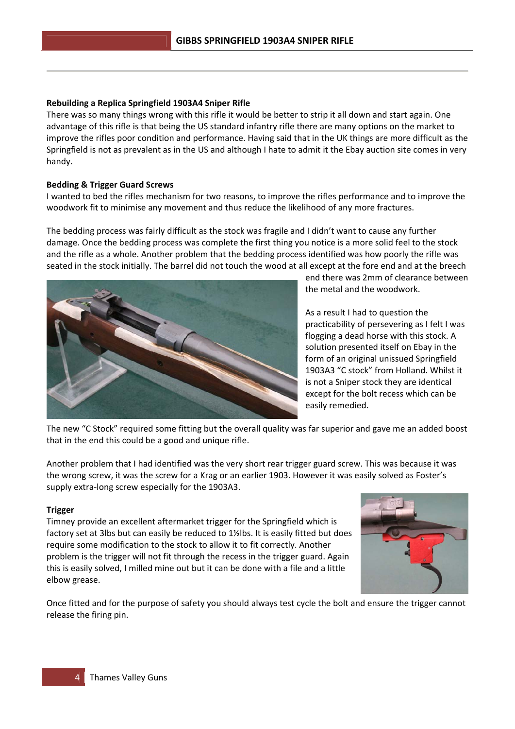### Rebuilding a Replica Springfield 1903A4 Sniper Rifle

There was so many things wrong with this rifle it would be better to strip it all down and start again. One advantage of this rifle is that being the US standard infantry rifle there are many options on the market to improve the rifles poor condition and performance. Having said that in the UK things are more difficult as the Springfield is not as prevalent as in the US and although I hate to admit it the Ebay auction site comes in very handy.

### Bedding & Trigger Guard Screws

I wanted to bed the rifles mechanism for two reasons, to improve the rifles performance and to improve the woodwork fit to minimise any movement and thus reduce the likelihood of any more fractures.

The bedding process was fairly difficult as the stock was fragile and I didn't want to cause any further damage. Once the bedding process was complete the first thing you notice is a more solid feel to the stock and the rifle as a whole. Another problem that the bedding process identified was how poorly the rifle was seated in the stock initially. The barrel did not touch the wood at all except at the fore end and at the breech end there was 2mm of clearance between the metal and the woodwork.

As a result I had to question the practicability of persevering as I felt I was flogging a dead horse with this stock. A solution presented itself on Ebay in the form of an original unissued Springfield 1903A3 "C stock" from Holland. Whilst it is not a Sniper stock they are identical except for the bolt recess which can be easily remedied.

The new "C Stock" required some fitting but the overall quality was far superior and gave me an added boost that in the end this could be a good and unique rifle.

Another problem that I had identified was the very short rear trigger guard screw. This was because it was the wrong screw, it was the screw for a Krag or an earlier 1903. However it was easily solved as Foster's supply extra-long screw especially for the 1903A3.

### Trigger

Timney provide an excellent aftermarket trigger for the Springfield which is factory set at 3lbs but can easily be reduced to 1½lbs. It is easily fitted but does require some modification to the stock to allow it to fit correctly. Another problem is the trigger will not fit through the recess in the trigger guard. Again this is easily solved, I milled mine out but it can be done with a file and a little elbow grease.

Once fitted and for the purpose of safety you should always test cycle the bolt and ensure the trigger cannot release the firing pin.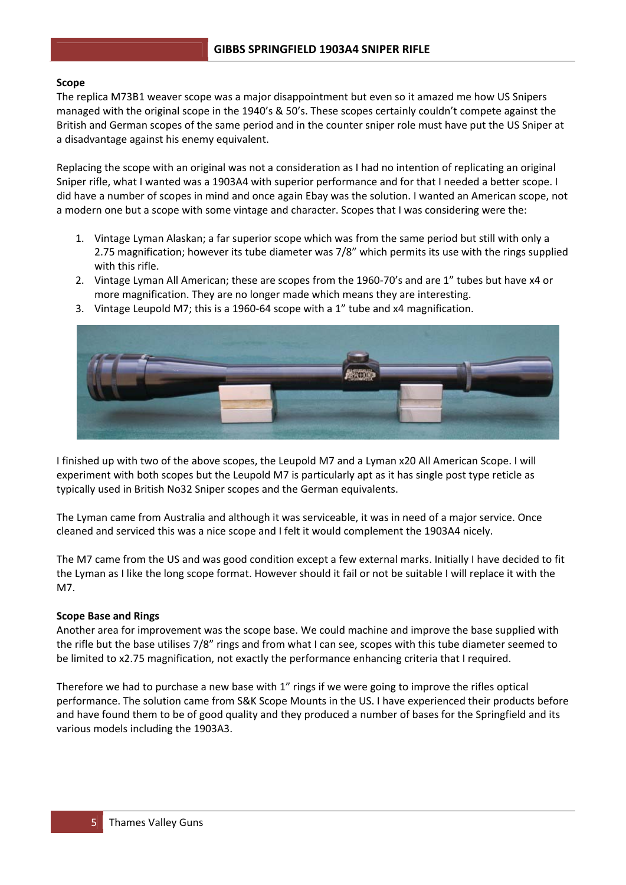**Scope**

The replica M73B1 weaver scope was a major disappointment but even so it amazed me how US Snipers managed with the original scope in the 1940's & 50's. These scopes certainly couldn't compete against the British and German scopes of the same period and in the counter sniper role must have put the US Sniper at a disadvantage against his enemy equivalent.

Replacing the scope with an original was not a consideration as I had no intention of replicating an original Sniper rifle, what I wanted was a 1903A4 with superior performance and for that I needed a better scope. I did have a number of scopes in mind and once again Ebay was the solution. I wanted an American scope, not a modern one but a scope with some vintage and character. Scopes that I was considering were the:

1. Vintage Lyman Alaskan; a far superior scope which was from the same period but still with only a 2.75 magnification; however its tube diameter was 7/8" which permits its use with the rings supplied with this rifle.
2. Vintage Lyman All American; these are scopes from the 1960-70's and are 1" tubes but have x4 or more magnification. They are no longer made which means they are interesting.
3. Vintage Leupold M7; this is a 1960-64 scope with a 1" tube and x4 magnification.

I finished up with two of the above scopes, the Leupold M7 and a Lyman x20 All American Scope. I will experiment with both scopes but the Leupold M7 is particularly apt as it has single post type reticle as typically used in British No32 Sniper scopes and the German equivalents.

The Lyman came from Australia and although it was serviceable, it was in need of a major service. Once cleaned and serviced this was a nice scope and I felt it would complement the 1903A4 nicely.

The M7 came from the US and was good condition except a few external marks. Initially I have decided to fit the Lyman as I like the long scope format. However should it fail or not be suitable I will replace it with the M7.

**Scope Base and Rings**

Another area for improvement was the scope base. We could machine and improve the base supplied with the rifle but the base utilises 7/8" rings and from what I can see, scopes with this tube diameter seemed to be limited to x2.75 magnification, not exactly the performance enhancing criteria that I required.

Therefore we had to purchase a new base with 1" rings if we were going to improve the rifles optical performance. The solution came from S&K Scope Mounts in the US. I have experienced their products before and have found them to be of good quality and they produced a number of bases for the Springfield and its various models including the 1903A3.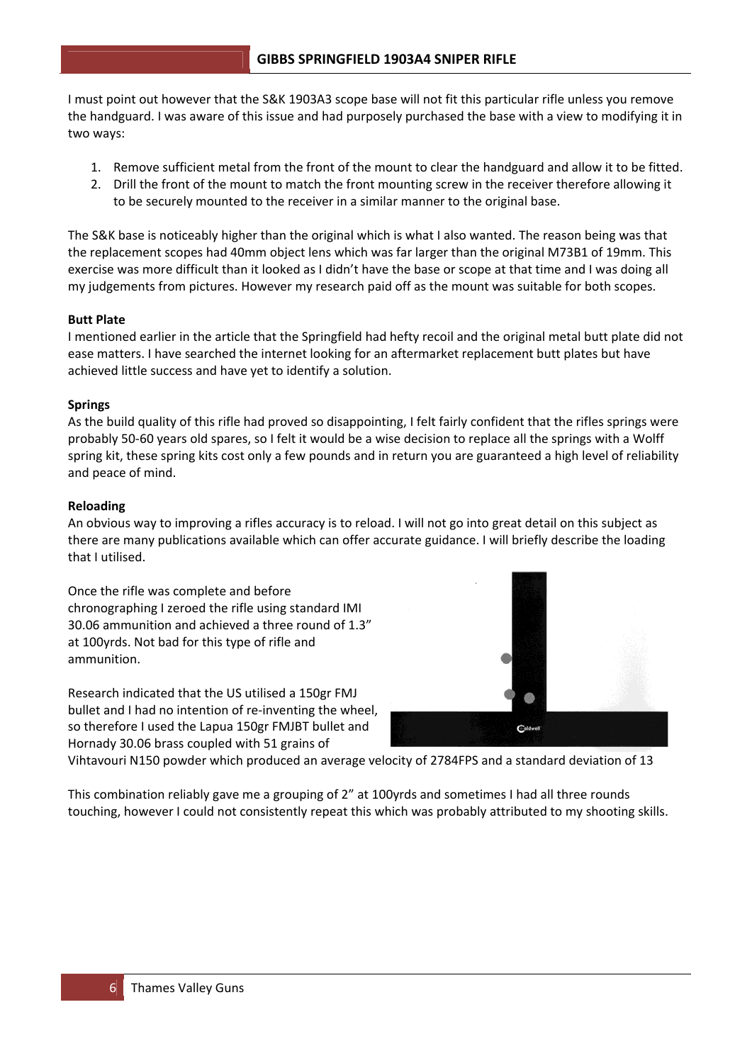I must point out however that the S&K 1903A3 scope base will not fit this particular rifle unless you remove the handguard. I was aware of this issue and had purposely purchased the base with a view to modifying it in two ways:

1. Remove sufficient metal from the front of the mount to clear the handguard and allow it to be fitted.
2. Drill the front of the mount to match the front mounting screw in the receiver therefore allowing it to be securely mounted to the receiver in a similar manner to the original base.

The S&K base is noticeably higher than the original which is what I also wanted. The reason being was that the replacement scopes had 40mm object lens which was far larger than the original M73B1 of 19mm. This exercise was more difficult than it looked as I didn't have the base or scope at that time and I was doing all my judgements from pictures. However my research paid off as the mount was suitable for both scopes.

**Butt Plate**

I mentioned earlier in the article that the Springfield had hefty recoil and the original metal butt plate did not ease matters. I have searched the internet looking for an aftermarket replacement butt plates but have achieved little success and have yet to identify a solution.

**Springs**

As the build quality of this rifle had proved so disappointing, I felt fairly confident that the rifles springs were probably 50-60 years old spares, so I felt it would be a wise decision to replace all the springs with a Wolff spring kit, these spring kits cost only a few pounds and in return you are guaranteed a high level of reliability and peace of mind.

**Reloading**

An obvious way to improving a rifles accuracy is to reload. I will not go into great detail on this subject as there are many publications available which can offer accurate guidance. I will briefly describe the loading that I utilised.

Once the rifle was complete and before chronographing I zeroed the rifle using standard IMI 30.06 ammunition and achieved a three round of 1.3" at 100yrds. Not bad for this type of rifle and ammunition.

Research indicated that the US utilised a 150gr FMJ bullet and I had no intention of re-inventing the wheel, so therefore I used the Lapua 150gr FMJBT bullet and Hornady 30.06 brass coupled with 51 grains of Vihtavouri N150 powder which produced an average velocity of 2784FPS and a standard deviation of 13

This combination reliably gave me a grouping of 2" at 100yrds and sometimes I had all three rounds touching, however I could not consistently repeat this which was probably attributed to my shooting skills.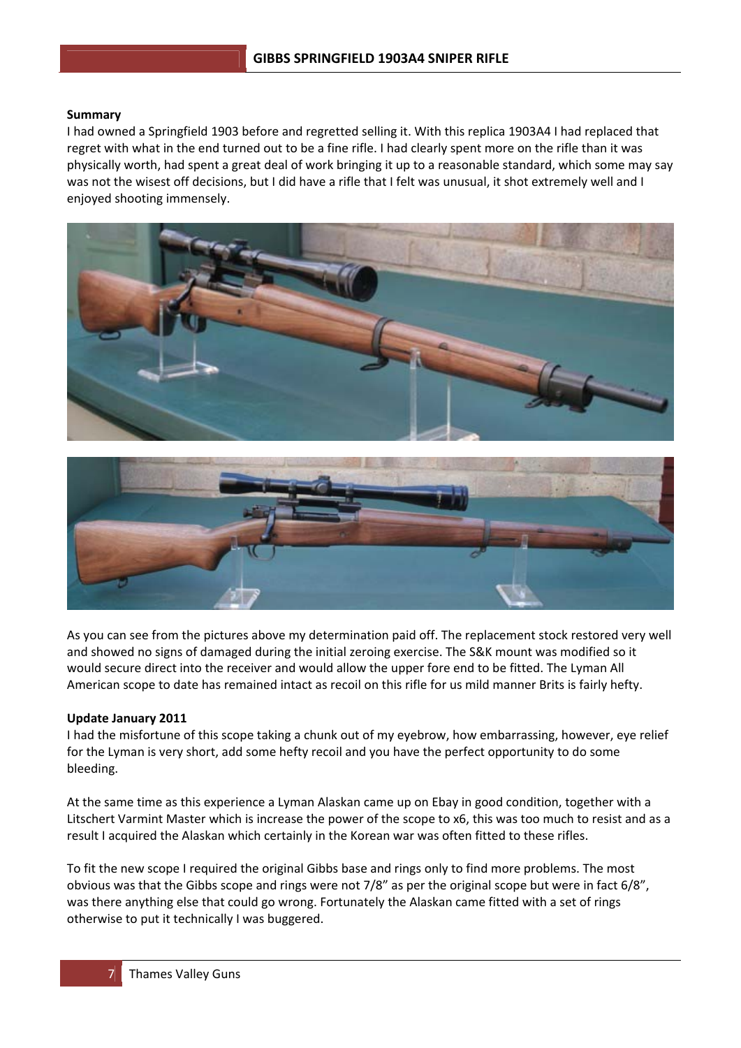**Summary**

I had owned a Springfield 1903 before and regretted selling it. With this replica 1903A4 I had replaced that regret with what in the end turned out to be a fine rifle. I had clearly spent more on the rifle than it was physically worth, had spent a great deal of work bringing it up to a reasonable standard, which some may say was not the wisest off decisions, but I did have a rifle that I felt was unusual, it shot extremely well and I enjoyed shooting immensely.

As you can see from the pictures above my determination paid off. The replacement stock restored very well and showed no signs of damaged during the initial zeroing exercise. The S&K mount was modified so it would secure direct into the receiver and would allow the upper fore end to be fitted. The Lyman All American scope to date has remained intact as recoil on this rifle for us mild manner Brits is fairly hefty.

**Update January 2011**

I had the misfortune of this scope taking a chunk out of my eyebrow, how embarrassing, however, eye relief for the Lyman is very short, add some hefty recoil and you have the perfect opportunity to do some bleeding.

At the same time as this experience a Lyman Alaskan came up on Ebay in good condition, together with a Litschert Varmint Master which is increase the power of the scope to x6, this was too much to resist and as a result I acquired the Alaskan which certainly in the Korean war was often fitted to these rifles.

To fit the new scope I required the original Gibbs base and rings only to find more problems. The most obvious was that the Gibbs scope and rings were not 7/8" as per the original scope but were in fact 6/8", was there anything else that could go wrong. Fortunately the Alaskan came fitted with a set of rings otherwise to put it technically I was buggered.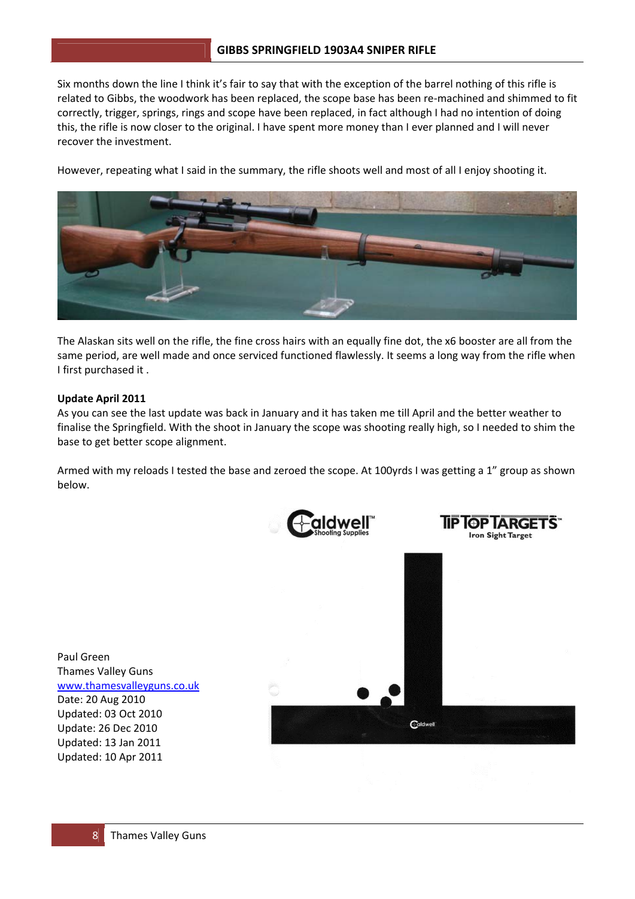Six months down the line I think it's fair to say that with the exception of the barrel nothing of this rifle is related to Gibbs, the woodwork has been replaced, the scope base has been re-machined and shimmed to fit correctly, trigger, springs, rings and scope have been replaced, in fact although I had no intention of doing this, the rifle is now closer to the original. I have spent more money than I ever planned and I will never recover the investment.

However, repeating what I said in the summary, the rifle shoots well and most of all I enjoy shooting it.

The Alaskan sits well on the rifle, the fine cross hairs with an equally fine dot, the x6 booster are all from the same period, are well made and once serviced functioned flawlessly. It seems a long way from the rifle when I first purchased it .

**Update April 2011**

As you can see the last update was back in January and it has taken me till April and the better weather to finalise the Springfield. With the shoot in January the scope was shooting really high, so I needed to shim the base to get better scope alignment.

Armed with my reloads I tested the base and zeroed the scope. At 100yrds I was getting a 1" group as shown below.

Paul Green
Thames Valley Guns
[www.thamesvalleyguns.co.uk](http://www.thamesvalleyguns.co.uk)
Date: 20 Aug 2010
Updated: 03 Oct 2010
Update: 26 Dec 2010
Updated: 13 Jan 2011
Updated: 10 Apr 2011